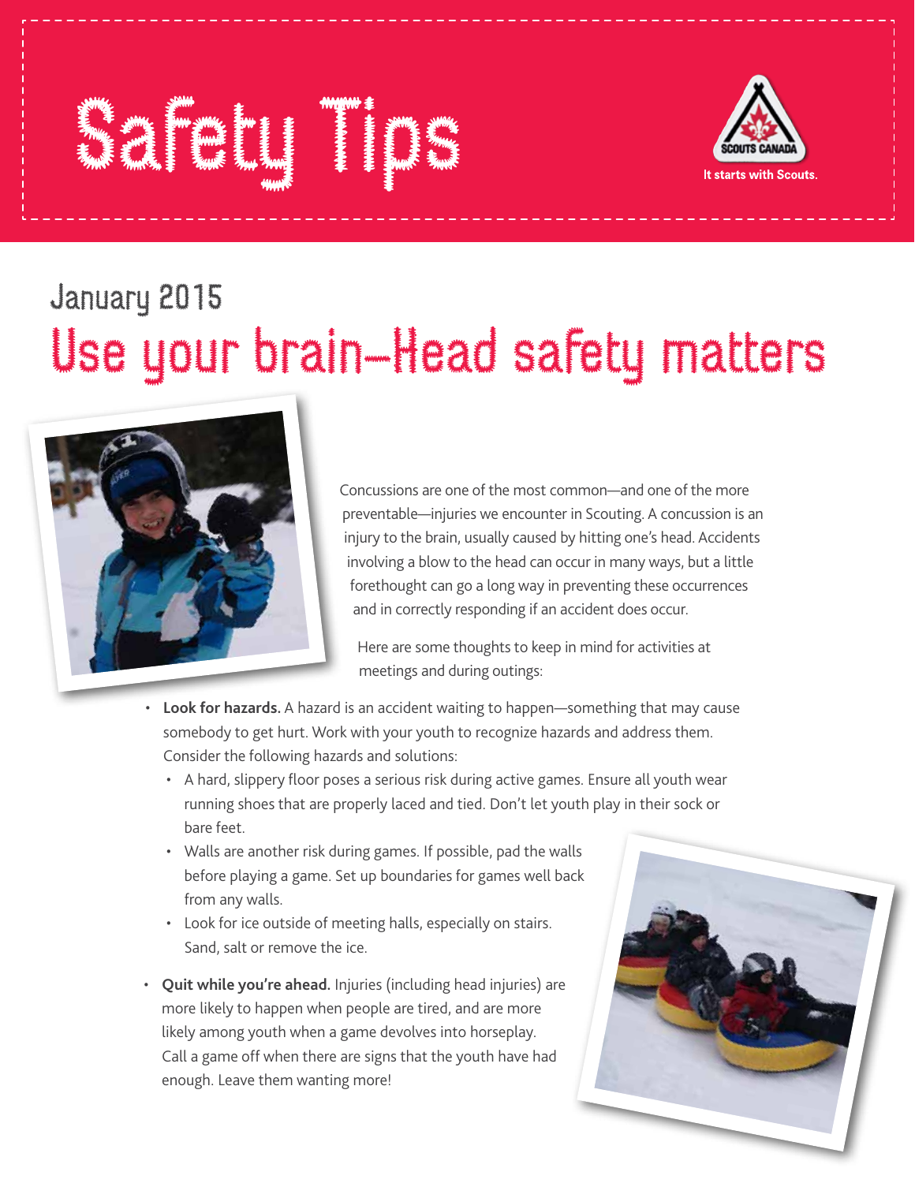# Safety Tips

SCOUTS CANADA

It starts with Scouts.

January 2015

## Use your brain—Head safety matters

Concussions are one of the most common—and one of the more preventable—injuries we encounter in Scouting. A concussion is an injury to the brain, usually caused by hitting one's head. Accidents involving a blow to the head can occur in many ways, but a little forethought can go a long way in preventing these occurrences and in correctly responding if an accident does occur.

Here are some thoughts to keep in mind for activities at meetings and during outings:

- **Look for hazards.** A hazard is an accident waiting to happen—something that may cause somebody to get hurt. Work with your youth to recognize hazards and address them. Consider the following hazards and solutions:
  - A hard, slippery floor poses a serious risk during active games. Ensure all youth wear running shoes that are properly laced and tied. Don't let youth play in their sock or bare feet.
  - Walls are another risk during games. If possible, pad the walls before playing a game. Set up boundaries for games well back from any walls.
  - Look for ice outside of meeting halls, especially on stairs. Sand, salt or remove the ice.
- **Quit while you're ahead.** Injuries (including head injuries) are more likely to happen when people are tired, and are more likely among youth when a game devolves into horseplay. Call a game off when there are signs that the youth have had enough. Leave them wanting more!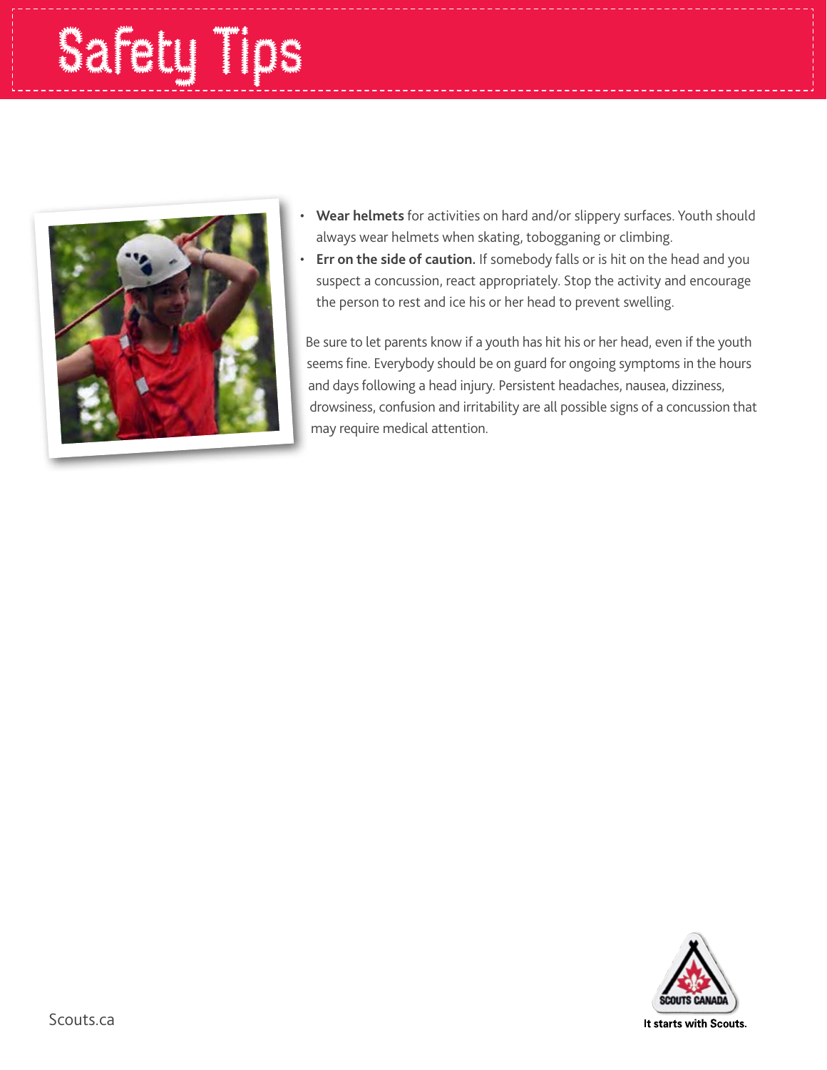# Safety Tips

- **Wear helmets** for activities on hard and/or slippery surfaces. Youth should always wear helmets when skating, tobogganing or climbing.
- **Err on the side of caution.** If somebody falls or is hit on the head and you suspect a concussion, react appropriately. Stop the activity and encourage the person to rest and ice his or her head to prevent swelling.

Be sure to let parents know if a youth has hit his or her head, even if the youth seems fine. Everybody should be on guard for ongoing symptoms in the hours and days following a head injury. Persistent headaches, nausea, dizziness, drowsiness, confusion and irritability are all possible signs of a concussion that may require medical attention.

Scouts.ca

It starts with Scouts.